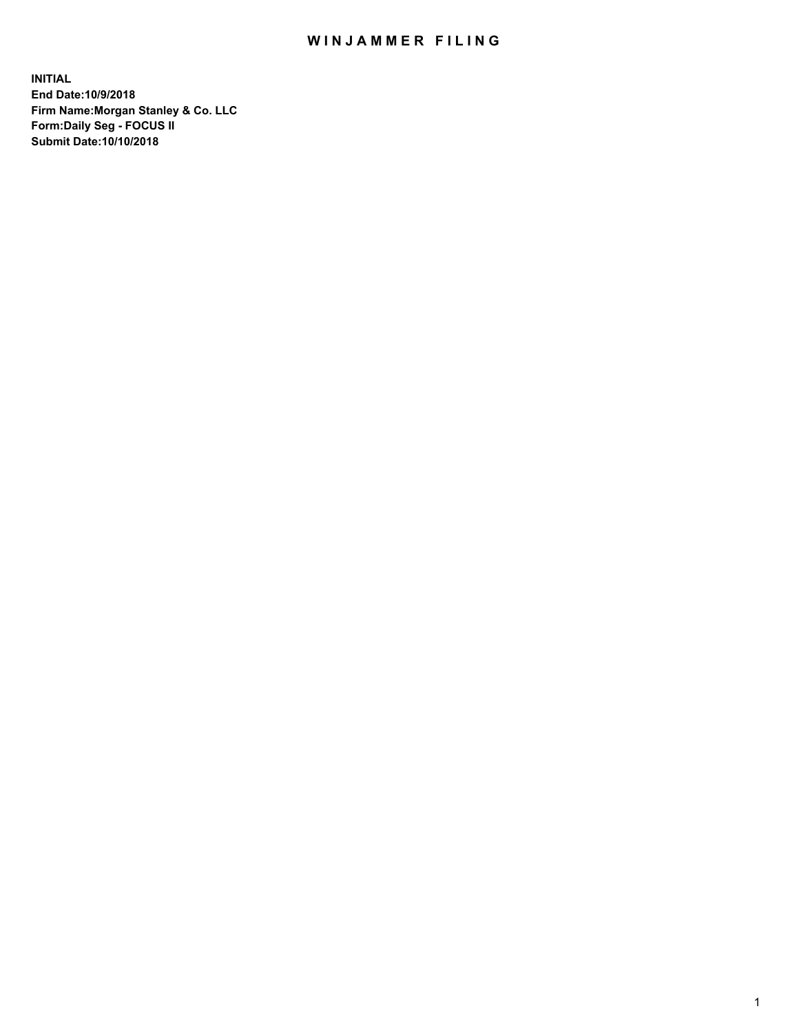# WINJAMMER FILING

**INITIAL**
**End Date:10/9/2018**
**Firm Name:Morgan Stanley & Co. LLC**
**Form:Daily Seg - FOCUS II**
**Submit Date:10/10/2018**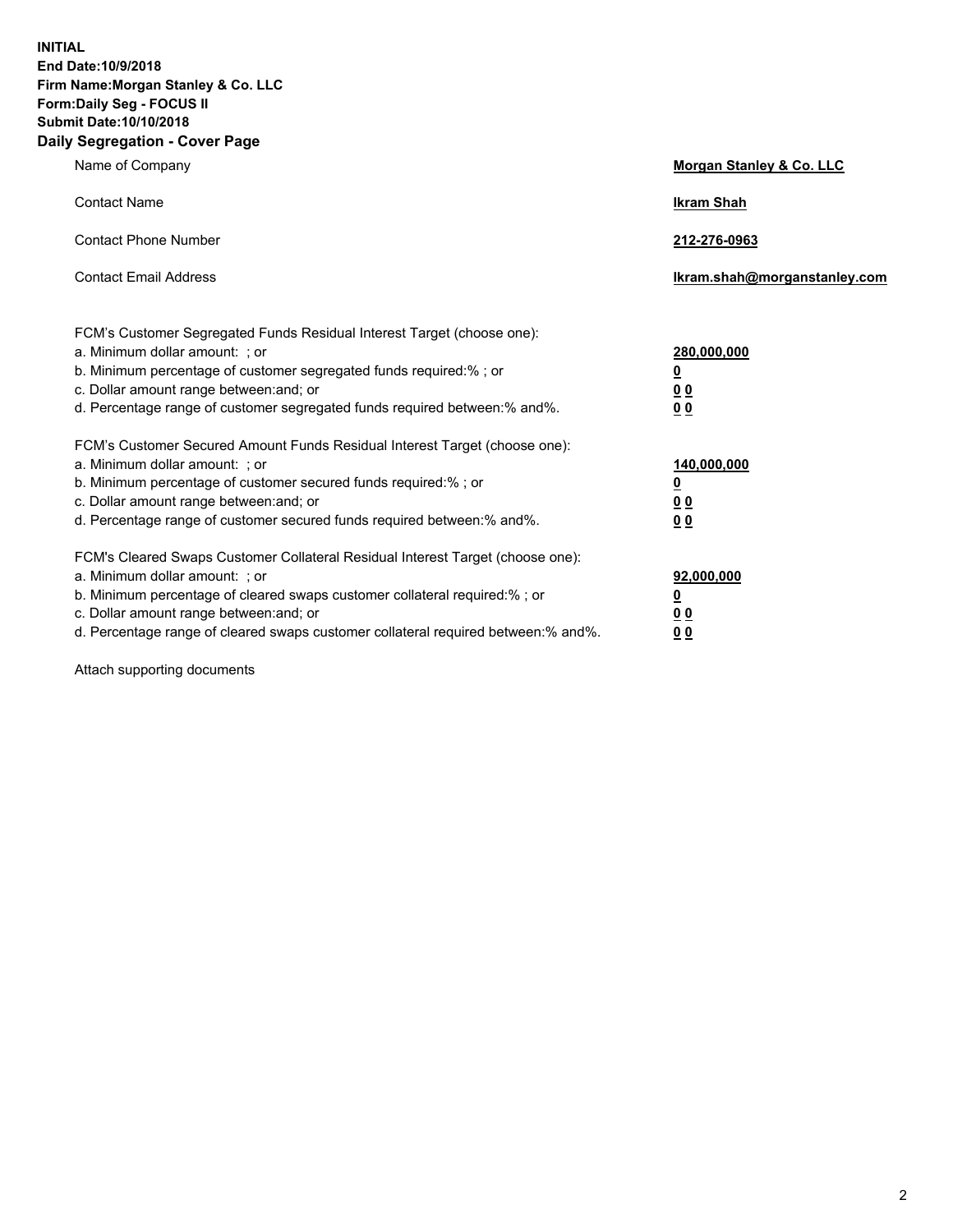**INITIAL**
**End Date:10/9/2018**
**Firm Name:Morgan Stanley & Co. LLC**
**Form:Daily Seg - FOCUS II**
**Submit Date:10/10/2018**

## Daily Segregation - Cover Page

| | |
|---|---|
| Name of Company | **Morgan Stanley & Co. LLC** |
| Contact Name | **Ikram Shah** |
| Contact Phone Number | **212-276-0963** |
| Contact Email Address | **Ikram.shah@morganstanley.com** |

FCM's Customer Segregated Funds Residual Interest Target (choose one):

| | |
|---|---|
| a. Minimum dollar amount: ; or | **280,000,000** |
| b. Minimum percentage of customer segregated funds required:% ; or | **0** |
| c. Dollar amount range between:and; or | **0 0** |
| d. Percentage range of customer segregated funds required between:% and%. | **0 0** |

FCM's Customer Secured Amount Funds Residual Interest Target (choose one):

| | |
|---|---|
| a. Minimum dollar amount: ; or | **140,000,000** |
| b. Minimum percentage of customer secured funds required:% ; or | **0** |
| c. Dollar amount range between:and; or | **0 0** |
| d. Percentage range of customer secured funds required between:% and%. | **0 0** |

FCM's Cleared Swaps Customer Collateral Residual Interest Target (choose one):

| | |
|---|---|
| a. Minimum dollar amount: ; or | **92,000,000** |
| b. Minimum percentage of cleared swaps customer collateral required:% ; or | **0** |
| c. Dollar amount range between:and; or | **0 0** |
| d. Percentage range of cleared swaps customer collateral required between:% and%. | **0 0** |

Attach supporting documents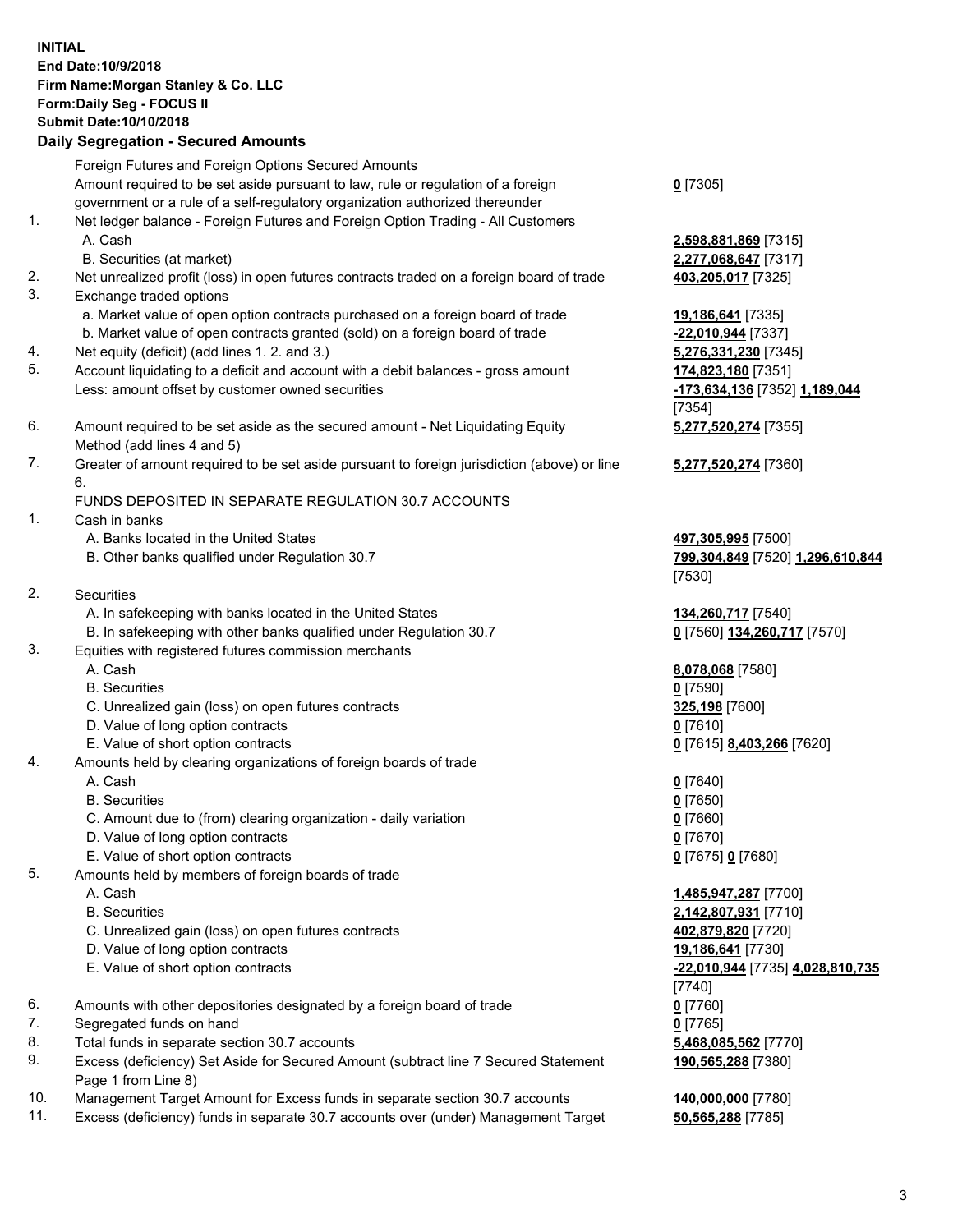**INITIAL**
**End Date:10/9/2018**
**Firm Name:Morgan Stanley & Co. LLC**
**Form:Daily Seg - FOCUS II**
**Submit Date:10/10/2018**

**Daily Segregation - Secured Amounts**

| | | |
|---|---|---|
| | Foreign Futures and Foreign Options Secured Amounts | |
| | Amount required to be set aside pursuant to law, rule or regulation of a foreign government or a rule of a self-regulatory organization authorized thereunder | **0** [7305] |
| 1. | Net ledger balance - Foreign Futures and Foreign Option Trading - All Customers | |
| | A. Cash | **2,598,881,869** [7315] |
| | B. Securities (at market) | **2,277,068,647** [7317] |
| 2. | Net unrealized profit (loss) in open futures contracts traded on a foreign board of trade | **403,205,017** [7325] |
| 3. | Exchange traded options | |
| | a. Market value of open option contracts purchased on a foreign board of trade | **19,186,641** [7335] |
| | b. Market value of open contracts granted (sold) on a foreign board of trade | **-22,010,944** [7337] |
| 4. | Net equity (deficit) (add lines 1. 2. and 3.) | **5,276,331,230** [7345] |
| 5. | Account liquidating to a deficit and account with a debit balances - gross amount | **174,823,180** [7351] |
| | Less: amount offset by customer owned securities | **-173,634,136** [7352] **1,189,044** [7354] |
| 6. | Amount required to be set aside as the secured amount - Net Liquidating Equity Method (add lines 4 and 5) | **5,277,520,274** [7355] |
| 7. | Greater of amount required to be set aside pursuant to foreign jurisdiction (above) or line 6. | **5,277,520,274** [7360] |
| | FUNDS DEPOSITED IN SEPARATE REGULATION 30.7 ACCOUNTS | |
| 1. | Cash in banks | |
| | A. Banks located in the United States | **497,305,995** [7500] |
| | B. Other banks qualified under Regulation 30.7 | **799,304,849** [7520] **1,296,610,844** [7530] |
| 2. | Securities | |
| | A. In safekeeping with banks located in the United States | **134,260,717** [7540] |
| | B. In safekeeping with other banks qualified under Regulation 30.7 | **0** [7560] **134,260,717** [7570] |
| 3. | Equities with registered futures commission merchants | |
| | A. Cash | **8,078,068** [7580] |
| | B. Securities | **0** [7590] |
| | C. Unrealized gain (loss) on open futures contracts | **325,198** [7600] |
| | D. Value of long option contracts | **0** [7610] |
| | E. Value of short option contracts | **0** [7615] **8,403,266** [7620] |
| 4. | Amounts held by clearing organizations of foreign boards of trade | |
| | A. Cash | **0** [7640] |
| | B. Securities | **0** [7650] |
| | C. Amount due to (from) clearing organization - daily variation | **0** [7660] |
| | D. Value of long option contracts | **0** [7670] |
| | E. Value of short option contracts | **0** [7675] **0** [7680] |
| 5. | Amounts held by members of foreign boards of trade | |
| | A. Cash | **1,485,947,287** [7700] |
| | B. Securities | **2,142,807,931** [7710] |
| | C. Unrealized gain (loss) on open futures contracts | **402,879,820** [7720] |
| | D. Value of long option contracts | **19,186,641** [7730] |
| | E. Value of short option contracts | **-22,010,944** [7735] **4,028,810,735** [7740] |
| 6. | Amounts with other depositories designated by a foreign board of trade | **0** [7760] |
| 7. | Segregated funds on hand | **0** [7765] |
| 8. | Total funds in separate section 30.7 accounts | **5,468,085,562** [7770] |
| 9. | Excess (deficiency) Set Aside for Secured Amount (subtract line 7 Secured Statement Page 1 from Line 8) | **190,565,288** [7380] |
| 10. | Management Target Amount for Excess funds in separate section 30.7 accounts | **140,000,000** [7780] |
| 11. | Excess (deficiency) funds in separate 30.7 accounts over (under) Management Target | **50,565,288** [7785] |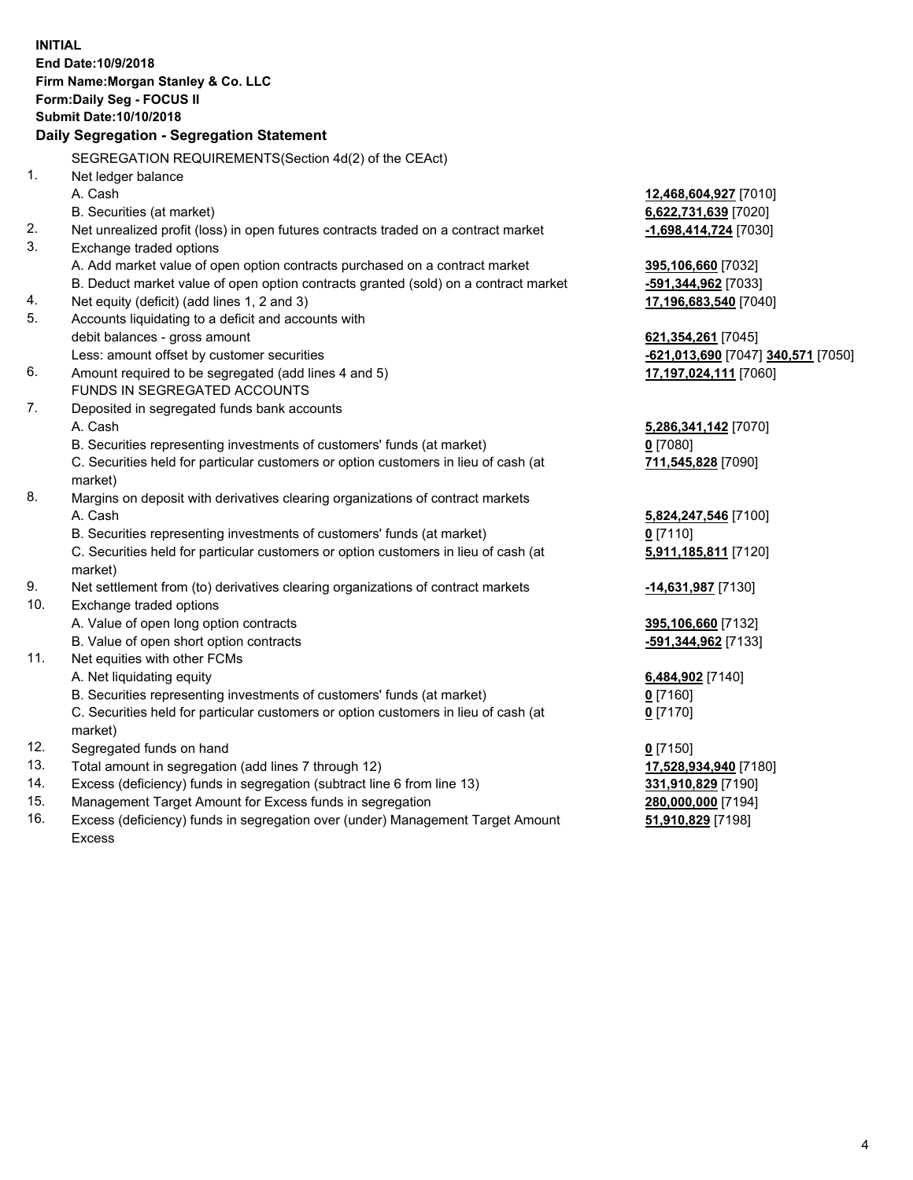**INITIAL**
**End Date:10/9/2018**
**Firm Name:Morgan Stanley & Co. LLC**
**Form:Daily Seg - FOCUS II**
**Submit Date:10/10/2018**

**Daily Segregation - Segregation Statement**

SEGREGATION REQUIREMENTS(Section 4d(2) of the CEAct)

| | | |
|---|---|---|
| 1. | Net ledger balance | |
| | A. Cash | **12,468,604,927** [7010] |
| | B. Securities (at market) | **6,622,731,639** [7020] |
| 2. | Net unrealized profit (loss) in open futures contracts traded on a contract market | **-1,698,414,724** [7030] |
| 3. | Exchange traded options | |
| | A. Add market value of open option contracts purchased on a contract market | **395,106,660** [7032] |
| | B. Deduct market value of open option contracts granted (sold) on a contract market | **-591,344,962** [7033] |
| 4. | Net equity (deficit) (add lines 1, 2 and 3) | **17,196,683,540** [7040] |
| 5. | Accounts liquidating to a deficit and accounts with debit balances - gross amount | **621,354,261** [7045] |
| | Less: amount offset by customer securities | **-621,013,690** [7047] **340,571** [7050] |
| 6. | Amount required to be segregated (add lines 4 and 5) | **17,197,024,111** [7060] |
| | FUNDS IN SEGREGATED ACCOUNTS | |
| 7. | Deposited in segregated funds bank accounts | |
| | A. Cash | **5,286,341,142** [7070] |
| | B. Securities representing investments of customers' funds (at market) | **0** [7080] |
| | C. Securities held for particular customers or option customers in lieu of cash (at market) | **711,545,828** [7090] |
| 8. | Margins on deposit with derivatives clearing organizations of contract markets | |
| | A. Cash | **5,824,247,546** [7100] |
| | B. Securities representing investments of customers' funds (at market) | **0** [7110] |
| | C. Securities held for particular customers or option customers in lieu of cash (at market) | **5,911,185,811** [7120] |
| 9. | Net settlement from (to) derivatives clearing organizations of contract markets | **-14,631,987** [7130] |
| 10. | Exchange traded options | |
| | A. Value of open long option contracts | **395,106,660** [7132] |
| | B. Value of open short option contracts | **-591,344,962** [7133] |
| 11. | Net equities with other FCMs | |
| | A. Net liquidating equity | **6,484,902** [7140] |
| | B. Securities representing investments of customers' funds (at market) | **0** [7160] |
| | C. Securities held for particular customers or option customers in lieu of cash (at market) | **0** [7170] |
| 12. | Segregated funds on hand | **0** [7150] |
| 13. | Total amount in segregation (add lines 7 through 12) | **17,528,934,940** [7180] |
| 14. | Excess (deficiency) funds in segregation (subtract line 6 from line 13) | **331,910,829** [7190] |
| 15. | Management Target Amount for Excess funds in segregation | **280,000,000** [7194] |
| 16. | Excess (deficiency) funds in segregation over (under) Management Target Amount Excess | **51,910,829** [7198] |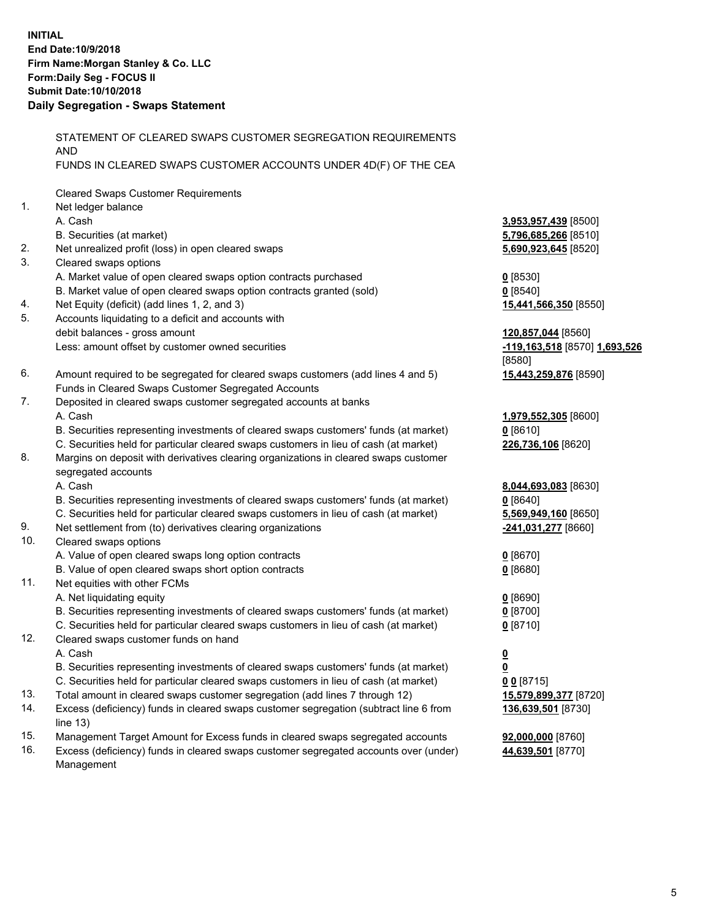**INITIAL**
**End Date:10/9/2018**
**Firm Name:Morgan Stanley & Co. LLC**
**Form:Daily Seg - FOCUS II**
**Submit Date:10/10/2018**
**Daily Segregation - Swaps Statement**

STATEMENT OF CLEARED SWAPS CUSTOMER SEGREGATION REQUIREMENTS AND FUNDS IN CLEARED SWAPS CUSTOMER ACCOUNTS UNDER 4D(F) OF THE CEA

| | | |
|---|---|---|
| | Cleared Swaps Customer Requirements | |
| 1. | Net ledger balance | |
| | A. Cash | **3,953,957,439** [8500] |
| | B. Securities (at market) | **5,796,685,266** [8510] |
| 2. | Net unrealized profit (loss) in open cleared swaps | **5,690,923,645** [8520] |
| 3. | Cleared swaps options | |
| | A. Market value of open cleared swaps option contracts purchased | **0** [8530] |
| | B. Market value of open cleared swaps option contracts granted (sold) | **0** [8540] |
| 4. | Net Equity (deficit) (add lines 1, 2, and 3) | **15,441,566,350** [8550] |
| 5. | Accounts liquidating to a deficit and accounts with debit balances - gross amount | **120,857,044** [8560] |
| | Less: amount offset by customer owned securities | **-119,163,518** [8570] **1,693,526** [8580] |
| 6. | Amount required to be segregated for cleared swaps customers (add lines 4 and 5) | **15,443,259,876** [8590] |
| | Funds in Cleared Swaps Customer Segregated Accounts | |
| 7. | Deposited in cleared swaps customer segregated accounts at banks | |
| | A. Cash | **1,979,552,305** [8600] |
| | B. Securities representing investments of cleared swaps customers' funds (at market) | **0** [8610] |
| | C. Securities held for particular cleared swaps customers in lieu of cash (at market) | **226,736,106** [8620] |
| 8. | Margins on deposit with derivatives clearing organizations in cleared swaps customer segregated accounts | |
| | A. Cash | **8,044,693,083** [8630] |
| | B. Securities representing investments of cleared swaps customers' funds (at market) | **0** [8640] |
| | C. Securities held for particular cleared swaps customers in lieu of cash (at market) | **5,569,949,160** [8650] |
| 9. | Net settlement from (to) derivatives clearing organizations | **-241,031,277** [8660] |
| 10. | Cleared swaps options | |
| | A. Value of open cleared swaps long option contracts | **0** [8670] |
| | B. Value of open cleared swaps short option contracts | **0** [8680] |
| 11. | Net equities with other FCMs | |
| | A. Net liquidating equity | **0** [8690] |
| | B. Securities representing investments of cleared swaps customers' funds (at market) | **0** [8700] |
| | C. Securities held for particular cleared swaps customers in lieu of cash (at market) | **0** [8710] |
| 12. | Cleared swaps customer funds on hand | |
| | A. Cash | **0** |
| | B. Securities representing investments of cleared swaps customers' funds (at market) | **0** |
| | C. Securities held for particular cleared swaps customers in lieu of cash (at market) | **0** **0** [8715] |
| 13. | Total amount in cleared swaps customer segregation (add lines 7 through 12) | **15,579,899,377** [8720] |
| 14. | Excess (deficiency) funds in cleared swaps customer segregation (subtract line 6 from line 13) | **136,639,501** [8730] |
| 15. | Management Target Amount for Excess funds in cleared swaps segregated accounts | **92,000,000** [8760] |
| 16. | Excess (deficiency) funds in cleared swaps customer segregated accounts over (under) Management | **44,639,501** [8770] |